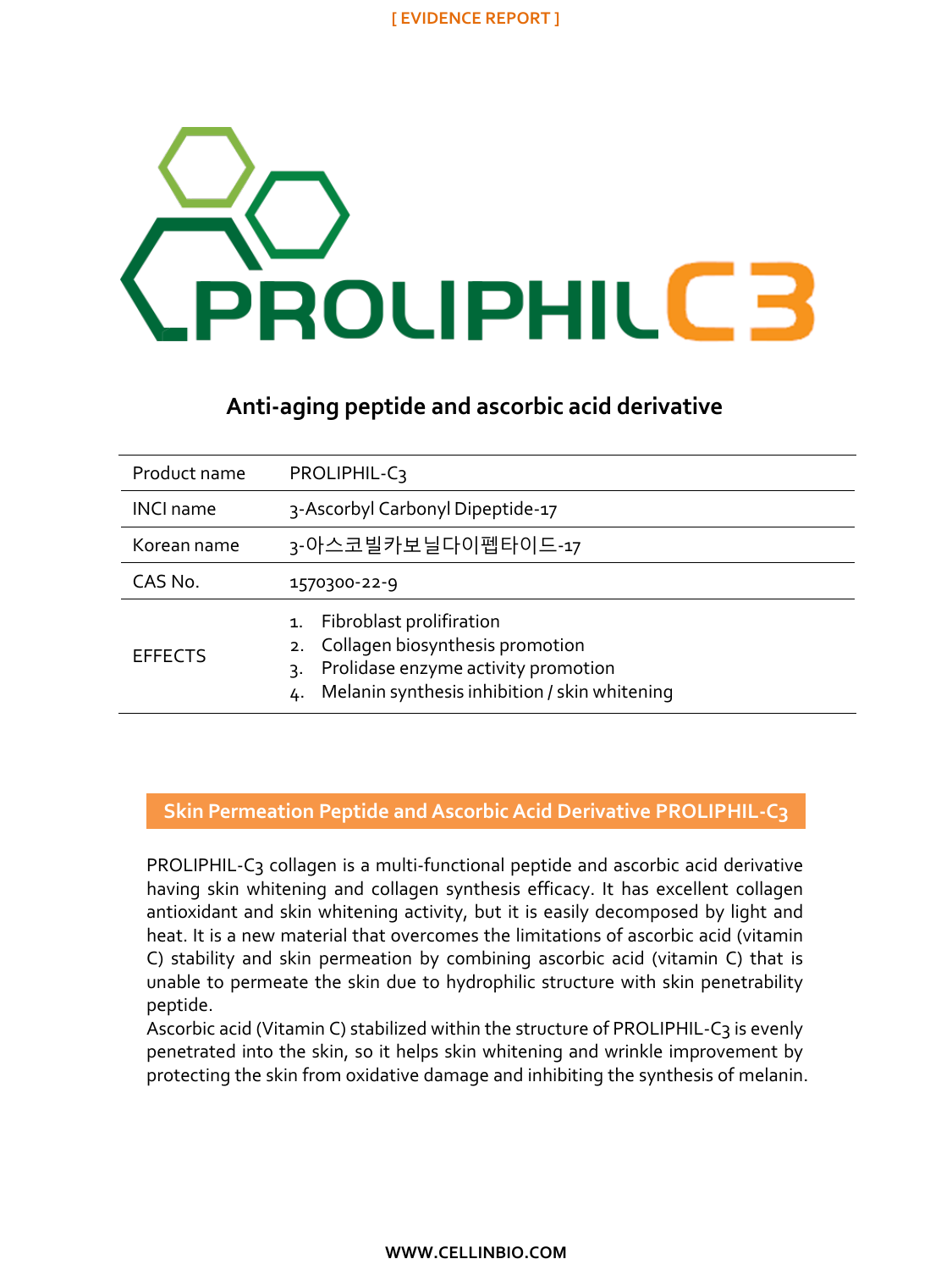[ EVIDENCE REPORT ]

# PROLIPHIL C3

## Anti-aging peptide and ascorbic acid derivative

| Product name | PROLIPHIL-C3 |
|---|---|
| INCI name | 3-Ascorbyl Carbonyl Dipeptide-17 |
| Korean name | 3-아스코빌카보닐다이펩타이드-17 |
| CAS No. | 1570300-22-9 |
| EFFECTS | 1. Fibroblast prolifiration<br>2. Collagen biosynthesis promotion<br>3. Prolidase enzyme activity promotion<br>4. Melanin synthesis inhibition / skin whitening |

## Skin Permeation Peptide and Ascorbic Acid Derivative PROLIPHIL-C3

PROLIPHIL-C3 collagen is a multi-functional peptide and ascorbic acid derivative having skin whitening and collagen synthesis efficacy. It has excellent collagen antioxidant and skin whitening activity, but it is easily decomposed by light and heat. It is a new material that overcomes the limitations of ascorbic acid (vitamin C) stability and skin permeation by combining ascorbic acid (vitamin C) that is unable to permeate the skin due to hydrophilic structure with skin penetrability peptide.

Ascorbic acid (Vitamin C) stabilized within the structure of PROLIPHIL-C3 is evenly penetrated into the skin, so it helps skin whitening and wrinkle improvement by protecting the skin from oxidative damage and inhibiting the synthesis of melanin.

WWW.CELLINBIO.COM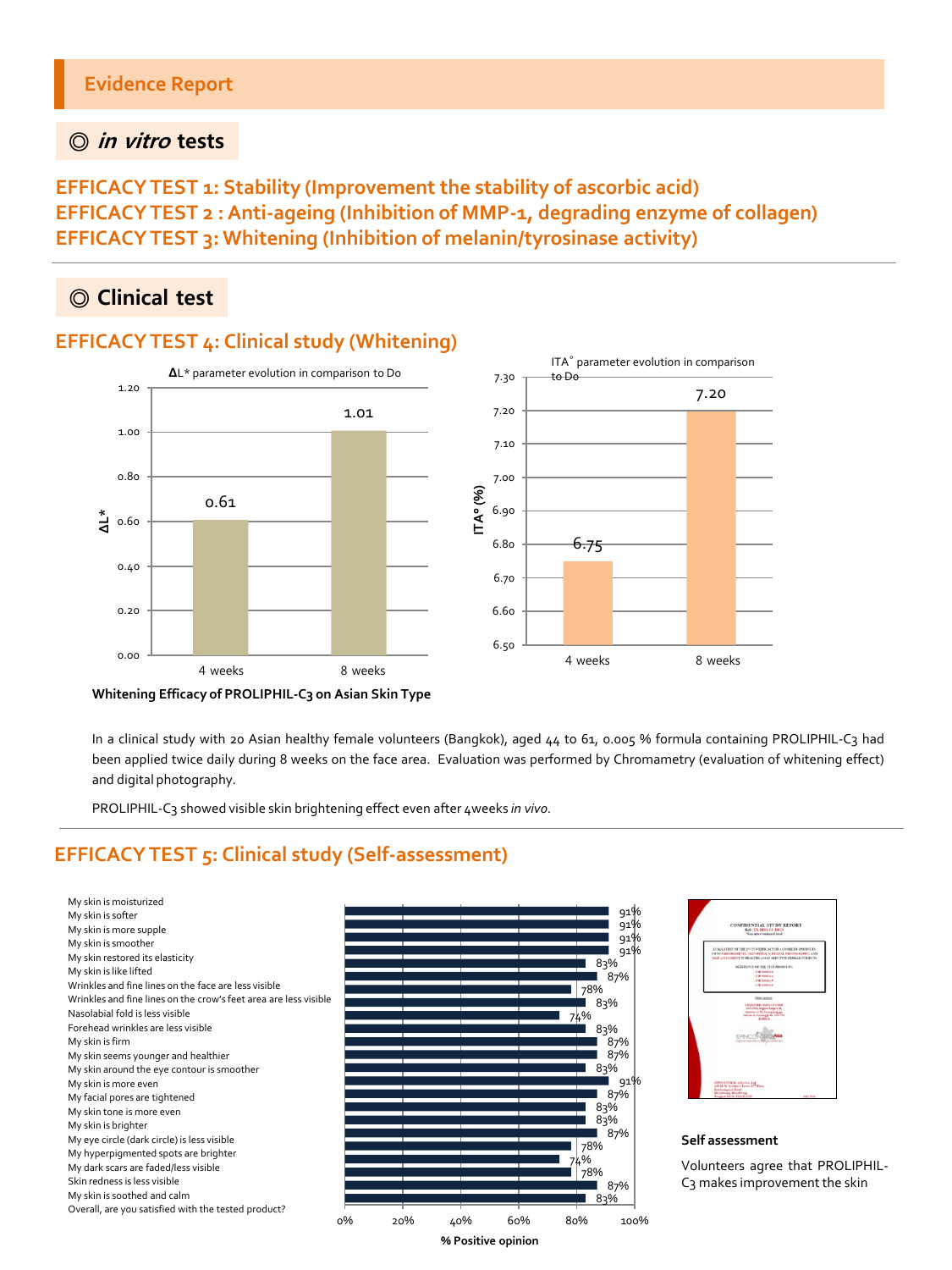## Evidence Report

### ◎ *in vitro* tests

**EFFICACY TEST 1: Stability (Improvement the stability of ascorbic acid)**
**EFFICACY TEST 2 : Anti-ageing (Inhibition of MMP-1, degrading enzyme of collagen)**
**EFFICACY TEST 3: Whitening (Inhibition of melanin/tyrosinase activity)**

### ◎ Clinical test

**EFFICACY TEST 4: Clinical study (Whitening)**

ΔL* parameter evolution in comparison to Do

ΔL*

1.20
1.00
0.80
0.60
0.40
0.20
0.00

0.61
1.01

4 weeks
8 weeks

ITA˚ parameter evolution in comparison to Do

ITA° (%)

7.30
7.20
7.10
7.00
6.90
6.80
6.70
6.60
6.50

6.75
7.20

4 weeks
8 weeks

**Whitening Efficacy of PROLIPHIL-C3 on Asian Skin Type**

In a clinical study with 20 Asian healthy female volunteers (Bangkok), aged 44 to 61, 0.005 % formula containing PROLIPHIL-C3 had been applied twice daily during 8 weeks on the face area. Evaluation was performed by Chromametry (evaluation of whitening effect) and digital photography.

PROLIPHIL-C3 showed visible skin brightening effect even after 4weeks *in vivo*.

**EFFICACY TEST 5: Clinical study (Self-assessment)**

My skin is moisturized
My skin is softer
My skin is more supple
My skin is smoother
My skin restored its elasticity
My skin is like lifted
Wrinkles and fine lines on the face are less visible
Wrinkles and fine lines on the crow's feet area are less visible
Nasolabial fold is less visible
Forehead wrinkles are less visible
My skin is firm
My skin seems younger and healthier
My skin around the eye contour is smoother
My skin is more even
My facial pores are tightened
My skin tone is more even
My skin is brighter
My eye circle (dark circle) is less visible
My hyperpigmented spots are brighter
My dark scars are faded/less visible
Skin redness is less visible
My skin is soothed and calm
Overall, are you satisfied with the tested product?

91%
91%
91%
91%
83%
87%
78%
83%
74%
83%
87%
87%
83%
91%
87%
83%
83%
87%
78%
74%
78%
87%
83%

0%
20%
40%
60%
80%
100%

% Positive opinion

**Self assessment**

Volunteers agree that PROLIPHIL-C3 makes improvement the skin